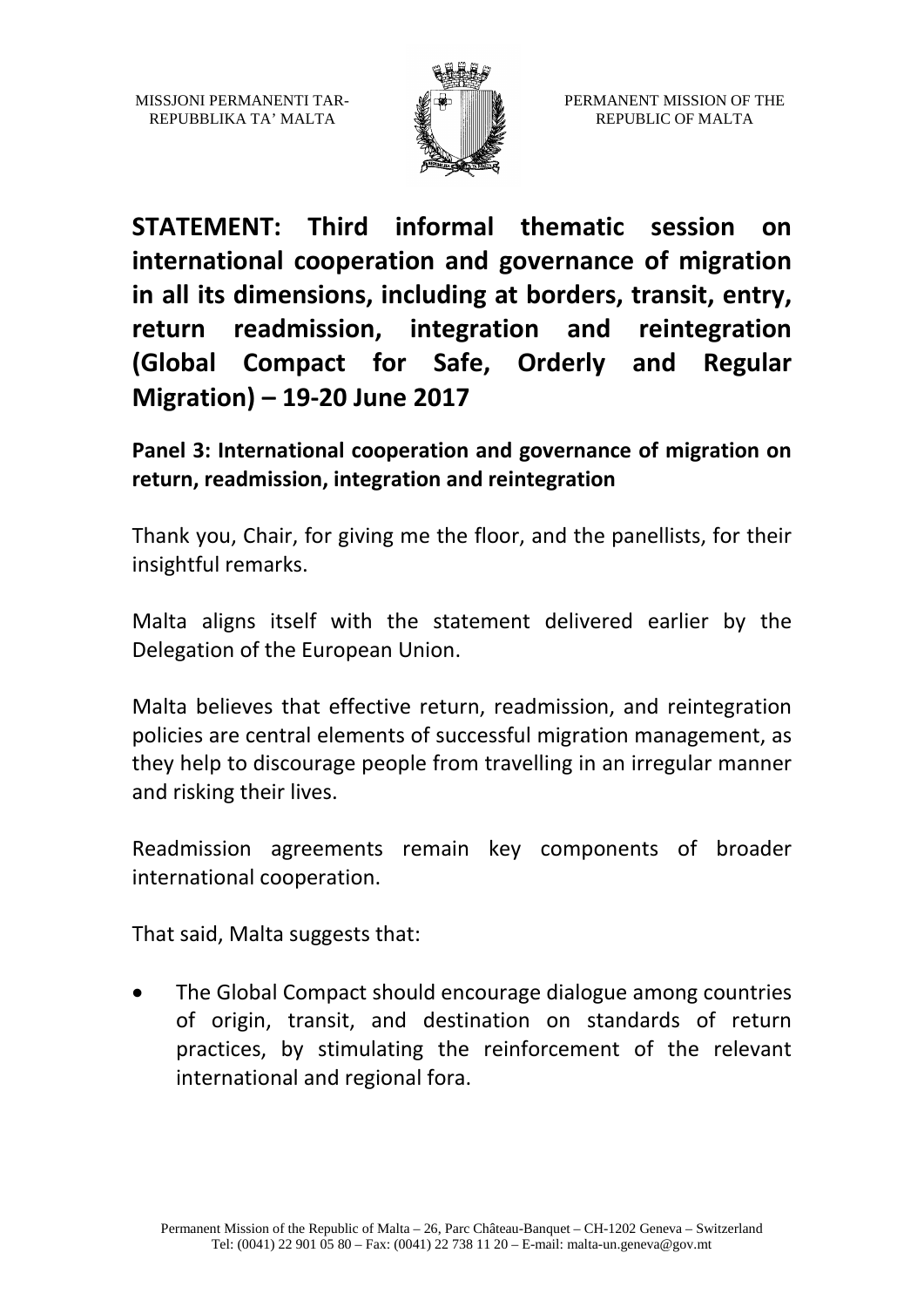MISSJONI PERMANENTI TAR-REPUBBLIKA TA' MALTA

PERMANENT MISSION OF THE REPUBLIC OF MALTA

# STATEMENT: Third informal thematic session on international cooperation and governance of migration in all its dimensions, including at borders, transit, entry, return readmission, integration and reintegration (Global Compact for Safe, Orderly and Regular Migration) – 19-20 June 2017

## Panel 3: International cooperation and governance of migration on return, readmission, integration and reintegration

Thank you, Chair, for giving me the floor, and the panellists, for their insightful remarks.

Malta aligns itself with the statement delivered earlier by the Delegation of the European Union.

Malta believes that effective return, readmission, and reintegration policies are central elements of successful migration management, as they help to discourage people from travelling in an irregular manner and risking their lives.

Readmission agreements remain key components of broader international cooperation.

That said, Malta suggests that:

- The Global Compact should encourage dialogue among countries of origin, transit, and destination on standards of return practices, by stimulating the reinforcement of the relevant international and regional fora.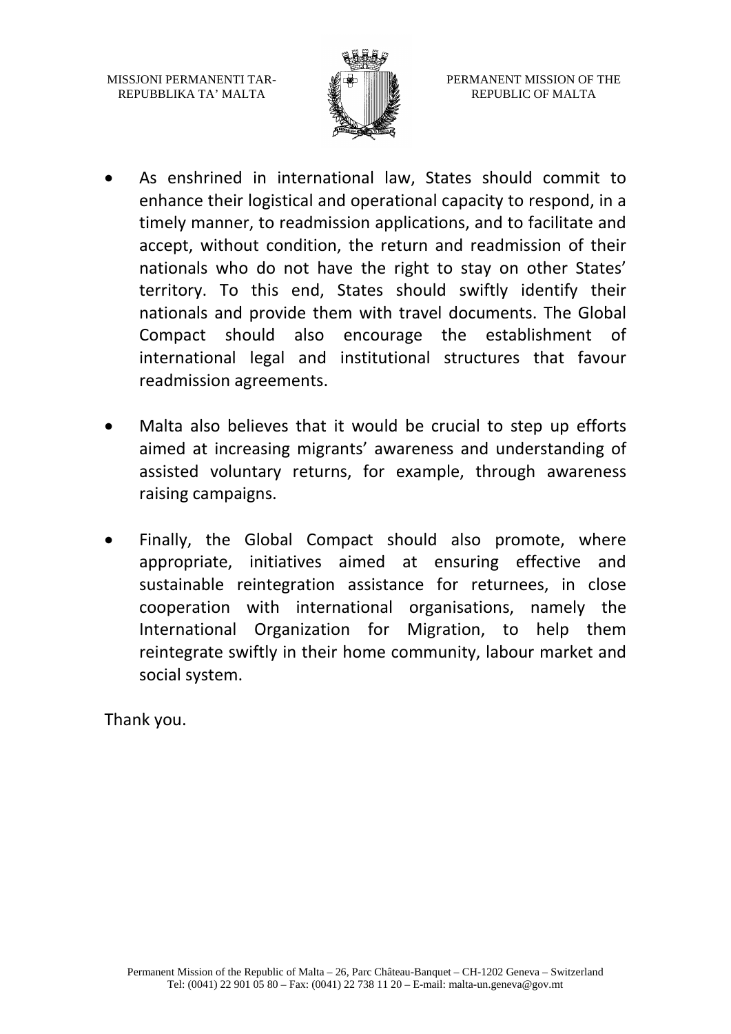- As enshrined in international law, States should commit to enhance their logistical and operational capacity to respond, in a timely manner, to readmission applications, and to facilitate and accept, without condition, the return and readmission of their nationals who do not have the right to stay on other States' territory. To this end, States should swiftly identify their nationals and provide them with travel documents. The Global Compact should also encourage the establishment of international legal and institutional structures that favour readmission agreements.

- Malta also believes that it would be crucial to step up efforts aimed at increasing migrants' awareness and understanding of assisted voluntary returns, for example, through awareness raising campaigns.

- Finally, the Global Compact should also promote, where appropriate, initiatives aimed at ensuring effective and sustainable reintegration assistance for returnees, in close cooperation with international organisations, namely the International Organization for Migration, to help them reintegrate swiftly in their home community, labour market and social system.

Thank you.